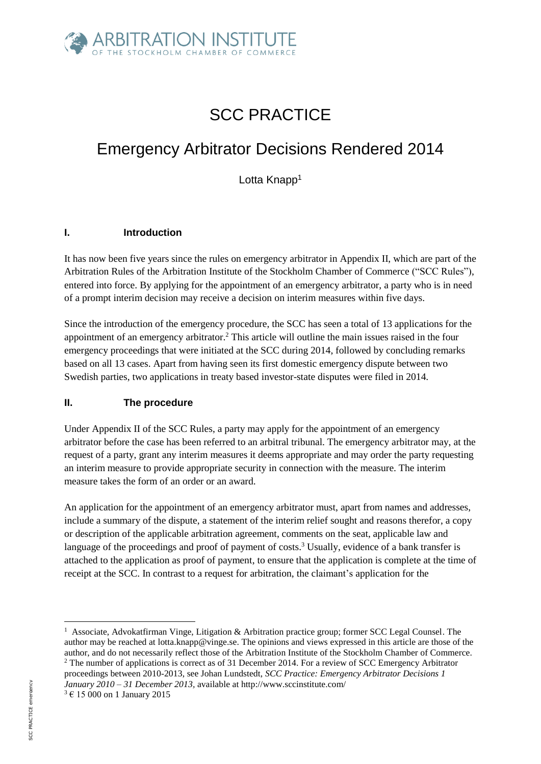# SCC PRACTICE

## Emergency Arbitrator Decisions Rendered 2014

Lotta Knapp[1]

### I. Introduction

It has now been five years since the rules on emergency arbitrator in Appendix II, which are part of the Arbitration Rules of the Arbitration Institute of the Stockholm Chamber of Commerce ("SCC Rules"), entered into force. By applying for the appointment of an emergency arbitrator, a party who is in need of a prompt interim decision may receive a decision on interim measures within five days.

Since the introduction of the emergency procedure, the SCC has seen a total of 13 applications for the appointment of an emergency arbitrator.[2] This article will outline the main issues raised in the four emergency proceedings that were initiated at the SCC during 2014, followed by concluding remarks based on all 13 cases. Apart from having seen its first domestic emergency dispute between two Swedish parties, two applications in treaty based investor-state disputes were filed in 2014.

### II. The procedure

Under Appendix II of the SCC Rules, a party may apply for the appointment of an emergency arbitrator before the case has been referred to an arbitral tribunal. The emergency arbitrator may, at the request of a party, grant any interim measures it deems appropriate and may order the party requesting an interim measure to provide appropriate security in connection with the measure. The interim measure takes the form of an order or an award.

An application for the appointment of an emergency arbitrator must, apart from names and addresses, include a summary of the dispute, a statement of the interim relief sought and reasons therefor, a copy or description of the applicable arbitration agreement, comments on the seat, applicable law and language of the proceedings and proof of payment of costs.[3] Usually, evidence of a bank transfer is attached to the application as proof of payment, to ensure that the application is complete at the time of receipt at the SCC. In contrast to a request for arbitration, the claimant's application for the

---

[1] Associate, Advokatfirman Vinge, Litigation & Arbitration practice group; former SCC Legal Counsel. The author may be reached at lotta.knapp@vinge.se. The opinions and views expressed in this article are those of the author, and do not necessarily reflect those of the Arbitration Institute of the Stockholm Chamber of Commerce.

[2] The number of applications is correct as of 31 December 2014. For a review of SCC Emergency Arbitrator proceedings between 2010-2013, see Johan Lundstedt, *SCC Practice: Emergency Arbitrator Decisions 1 January 2010 – 31 December 2013*, available at http://www.sccinstitute.com/

[3] € 15 000 on 1 January 2015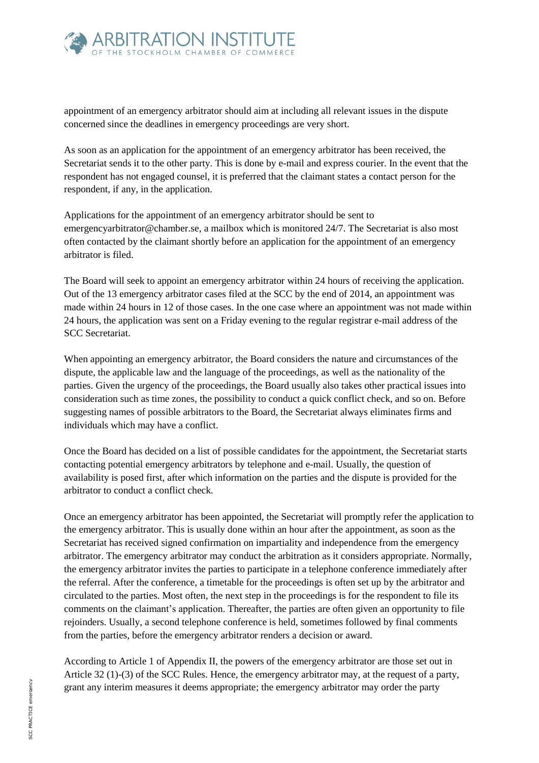appointment of an emergency arbitrator should aim at including all relevant issues in the dispute concerned since the deadlines in emergency proceedings are very short.

As soon as an application for the appointment of an emergency arbitrator has been received, the Secretariat sends it to the other party. This is done by e-mail and express courier. In the event that the respondent has not engaged counsel, it is preferred that the claimant states a contact person for the respondent, if any, in the application.

Applications for the appointment of an emergency arbitrator should be sent to emergencyarbitrator@chamber.se, a mailbox which is monitored 24/7. The Secretariat is also most often contacted by the claimant shortly before an application for the appointment of an emergency arbitrator is filed.

The Board will seek to appoint an emergency arbitrator within 24 hours of receiving the application. Out of the 13 emergency arbitrator cases filed at the SCC by the end of 2014, an appointment was made within 24 hours in 12 of those cases. In the one case where an appointment was not made within 24 hours, the application was sent on a Friday evening to the regular registrar e-mail address of the SCC Secretariat.

When appointing an emergency arbitrator, the Board considers the nature and circumstances of the dispute, the applicable law and the language of the proceedings, as well as the nationality of the parties. Given the urgency of the proceedings, the Board usually also takes other practical issues into consideration such as time zones, the possibility to conduct a quick conflict check, and so on. Before suggesting names of possible arbitrators to the Board, the Secretariat always eliminates firms and individuals which may have a conflict.

Once the Board has decided on a list of possible candidates for the appointment, the Secretariat starts contacting potential emergency arbitrators by telephone and e-mail. Usually, the question of availability is posed first, after which information on the parties and the dispute is provided for the arbitrator to conduct a conflict check.

Once an emergency arbitrator has been appointed, the Secretariat will promptly refer the application to the emergency arbitrator. This is usually done within an hour after the appointment, as soon as the Secretariat has received signed confirmation on impartiality and independence from the emergency arbitrator. The emergency arbitrator may conduct the arbitration as it considers appropriate. Normally, the emergency arbitrator invites the parties to participate in a telephone conference immediately after the referral. After the conference, a timetable for the proceedings is often set up by the arbitrator and circulated to the parties. Most often, the next step in the proceedings is for the respondent to file its comments on the claimant's application. Thereafter, the parties are often given an opportunity to file rejoinders. Usually, a second telephone conference is held, sometimes followed by final comments from the parties, before the emergency arbitrator renders a decision or award.

According to Article 1 of Appendix II, the powers of the emergency arbitrator are those set out in Article 32 (1)-(3) of the SCC Rules. Hence, the emergency arbitrator may, at the request of a party, grant any interim measures it deems appropriate; the emergency arbitrator may order the party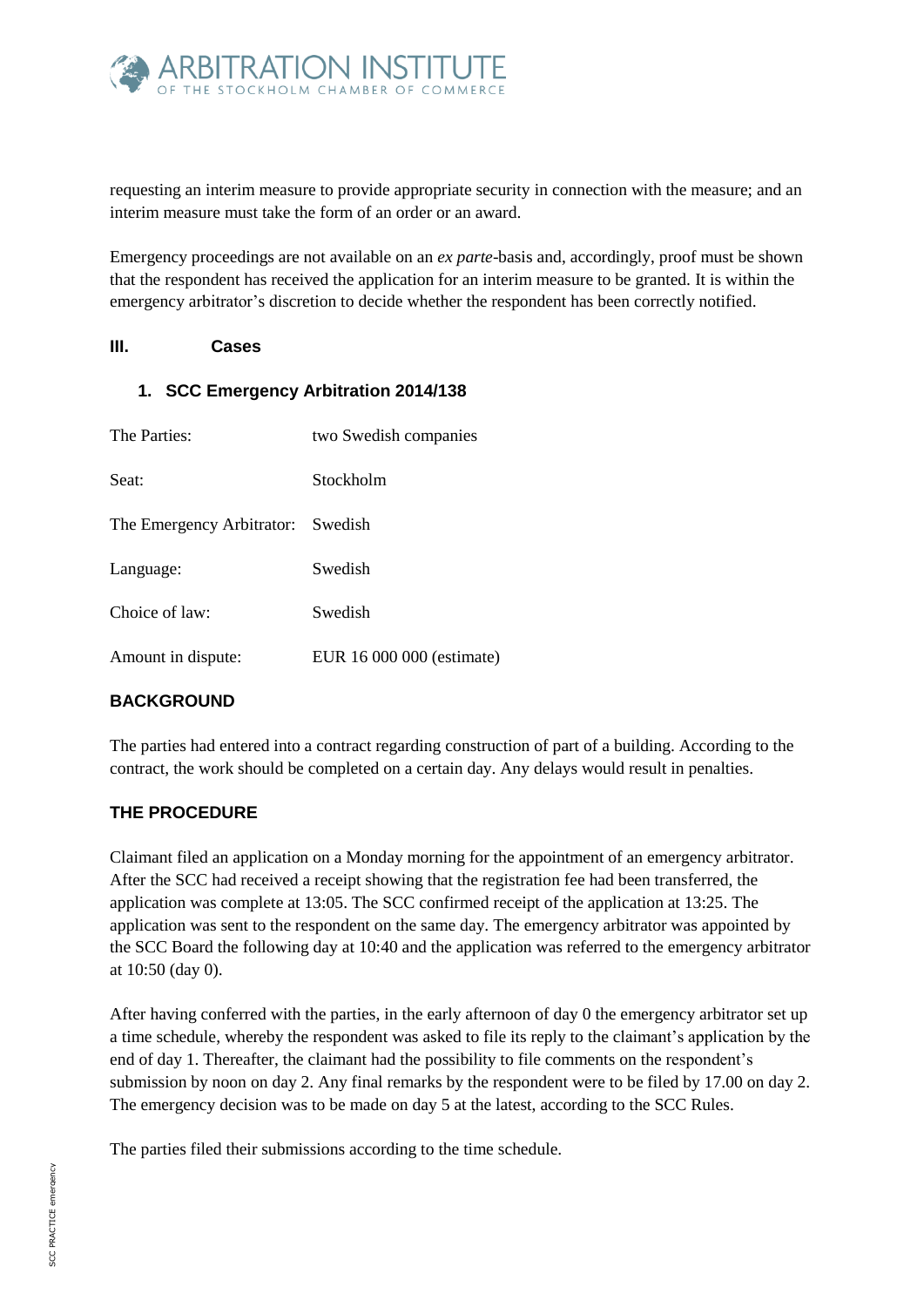requesting an interim measure to provide appropriate security in connection with the measure; and an interim measure must take the form of an order or an award.

Emergency proceedings are not available on an *ex parte*-basis and, accordingly, proof must be shown that the respondent has received the application for an interim measure to be granted. It is within the emergency arbitrator's discretion to decide whether the respondent has been correctly notified.

## III. Cases

### 1. SCC Emergency Arbitration 2014/138

| | |
|---|---|
| The Parties: | two Swedish companies |
| Seat: | Stockholm |
| The Emergency Arbitrator: | Swedish |
| Language: | Swedish |
| Choice of law: | Swedish |
| Amount in dispute: | EUR 16 000 000 (estimate) |

#### BACKGROUND

The parties had entered into a contract regarding construction of part of a building. According to the contract, the work should be completed on a certain day. Any delays would result in penalties.

#### THE PROCEDURE

Claimant filed an application on a Monday morning for the appointment of an emergency arbitrator. After the SCC had received a receipt showing that the registration fee had been transferred, the application was complete at 13:05. The SCC confirmed receipt of the application at 13:25. The application was sent to the respondent on the same day. The emergency arbitrator was appointed by the SCC Board the following day at 10:40 and the application was referred to the emergency arbitrator at 10:50 (day 0).

After having conferred with the parties, in the early afternoon of day 0 the emergency arbitrator set up a time schedule, whereby the respondent was asked to file its reply to the claimant's application by the end of day 1. Thereafter, the claimant had the possibility to file comments on the respondent's submission by noon on day 2. Any final remarks by the respondent were to be filed by 17.00 on day 2. The emergency decision was to be made on day 5 at the latest, according to the SCC Rules.

The parties filed their submissions according to the time schedule.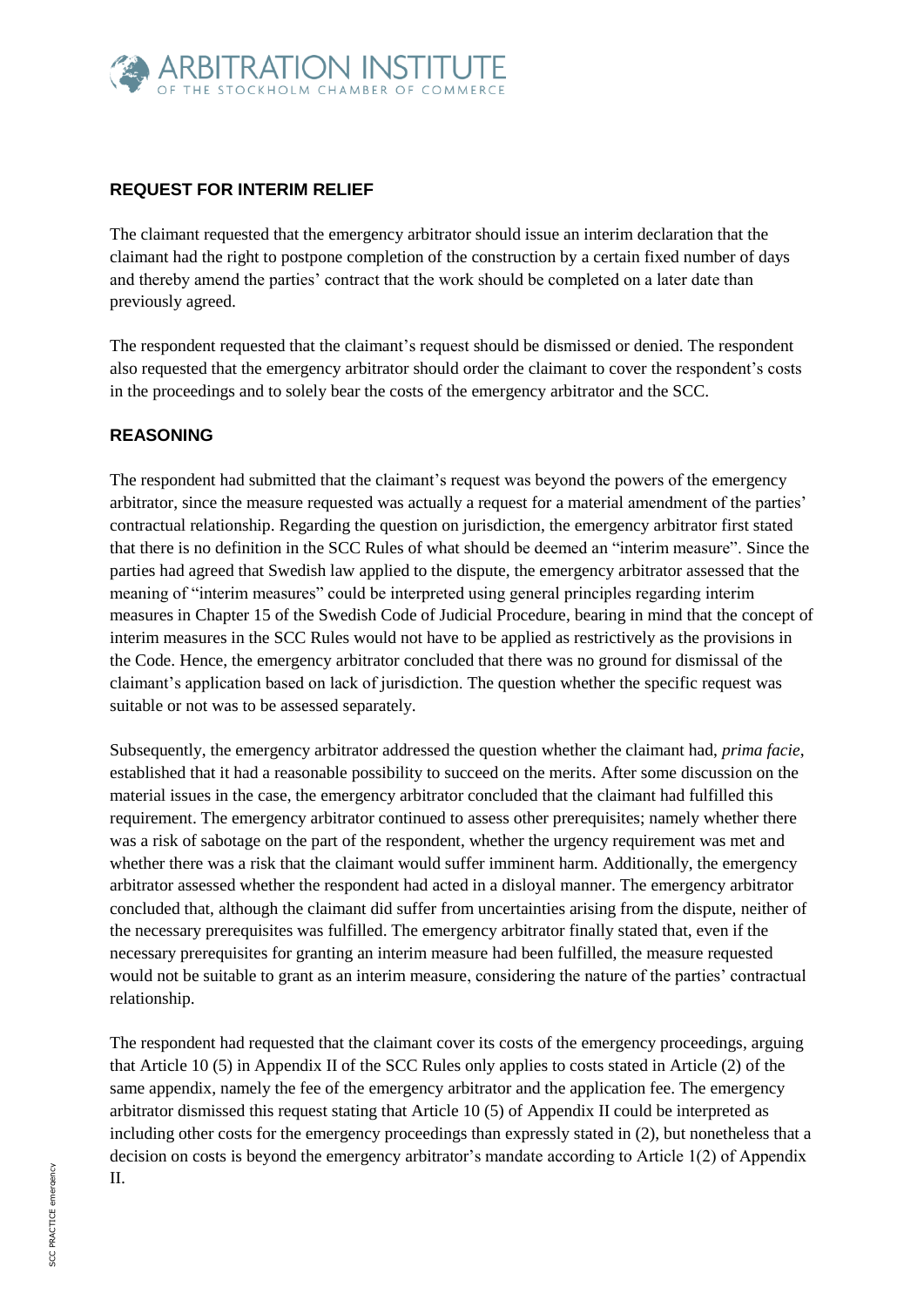## REQUEST FOR INTERIM RELIEF

The claimant requested that the emergency arbitrator should issue an interim declaration that the claimant had the right to postpone completion of the construction by a certain fixed number of days and thereby amend the parties' contract that the work should be completed on a later date than previously agreed.

The respondent requested that the claimant's request should be dismissed or denied. The respondent also requested that the emergency arbitrator should order the claimant to cover the respondent's costs in the proceedings and to solely bear the costs of the emergency arbitrator and the SCC.

## REASONING

The respondent had submitted that the claimant's request was beyond the powers of the emergency arbitrator, since the measure requested was actually a request for a material amendment of the parties' contractual relationship. Regarding the question on jurisdiction, the emergency arbitrator first stated that there is no definition in the SCC Rules of what should be deemed an "interim measure". Since the parties had agreed that Swedish law applied to the dispute, the emergency arbitrator assessed that the meaning of "interim measures" could be interpreted using general principles regarding interim measures in Chapter 15 of the Swedish Code of Judicial Procedure, bearing in mind that the concept of interim measures in the SCC Rules would not have to be applied as restrictively as the provisions in the Code. Hence, the emergency arbitrator concluded that there was no ground for dismissal of the claimant's application based on lack of jurisdiction. The question whether the specific request was suitable or not was to be assessed separately.

Subsequently, the emergency arbitrator addressed the question whether the claimant had, *prima facie*, established that it had a reasonable possibility to succeed on the merits. After some discussion on the material issues in the case, the emergency arbitrator concluded that the claimant had fulfilled this requirement. The emergency arbitrator continued to assess other prerequisites; namely whether there was a risk of sabotage on the part of the respondent, whether the urgency requirement was met and whether there was a risk that the claimant would suffer imminent harm. Additionally, the emergency arbitrator assessed whether the respondent had acted in a disloyal manner. The emergency arbitrator concluded that, although the claimant did suffer from uncertainties arising from the dispute, neither of the necessary prerequisites was fulfilled. The emergency arbitrator finally stated that, even if the necessary prerequisites for granting an interim measure had been fulfilled, the measure requested would not be suitable to grant as an interim measure, considering the nature of the parties' contractual relationship.

The respondent had requested that the claimant cover its costs of the emergency proceedings, arguing that Article 10 (5) in Appendix II of the SCC Rules only applies to costs stated in Article (2) of the same appendix, namely the fee of the emergency arbitrator and the application fee. The emergency arbitrator dismissed this request stating that Article 10 (5) of Appendix II could be interpreted as including other costs for the emergency proceedings than expressly stated in (2), but nonetheless that a decision on costs is beyond the emergency arbitrator's mandate according to Article 1(2) of Appendix II.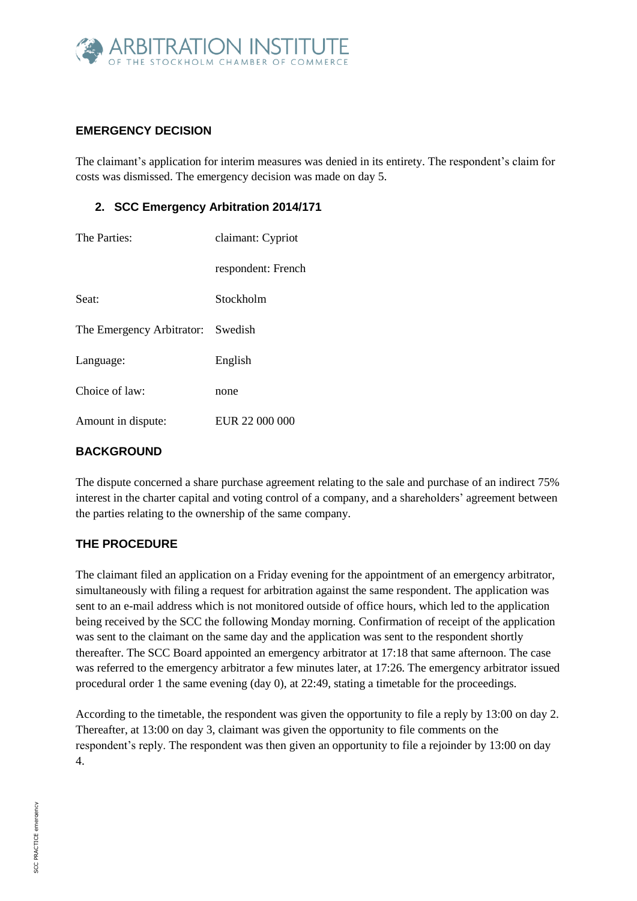## EMERGENCY DECISION

The claimant's application for interim measures was denied in its entirety. The respondent's claim for costs was dismissed. The emergency decision was made on day 5.

### 2. SCC Emergency Arbitration 2014/171

| | |
|---|---|
| The Parties: | claimant: Cypriot |
| | respondent: French |
| Seat: | Stockholm |
| The Emergency Arbitrator: | Swedish |
| Language: | English |
| Choice of law: | none |
| Amount in dispute: | EUR 22 000 000 |

## BACKGROUND

The dispute concerned a share purchase agreement relating to the sale and purchase of an indirect 75% interest in the charter capital and voting control of a company, and a shareholders' agreement between the parties relating to the ownership of the same company.

## THE PROCEDURE

The claimant filed an application on a Friday evening for the appointment of an emergency arbitrator, simultaneously with filing a request for arbitration against the same respondent. The application was sent to an e-mail address which is not monitored outside of office hours, which led to the application being received by the SCC the following Monday morning. Confirmation of receipt of the application was sent to the claimant on the same day and the application was sent to the respondent shortly thereafter. The SCC Board appointed an emergency arbitrator at 17:18 that same afternoon. The case was referred to the emergency arbitrator a few minutes later, at 17:26. The emergency arbitrator issued procedural order 1 the same evening (day 0), at 22:49, stating a timetable for the proceedings.

According to the timetable, the respondent was given the opportunity to file a reply by 13:00 on day 2. Thereafter, at 13:00 on day 3, claimant was given the opportunity to file comments on the respondent's reply. The respondent was then given an opportunity to file a rejoinder by 13:00 on day 4.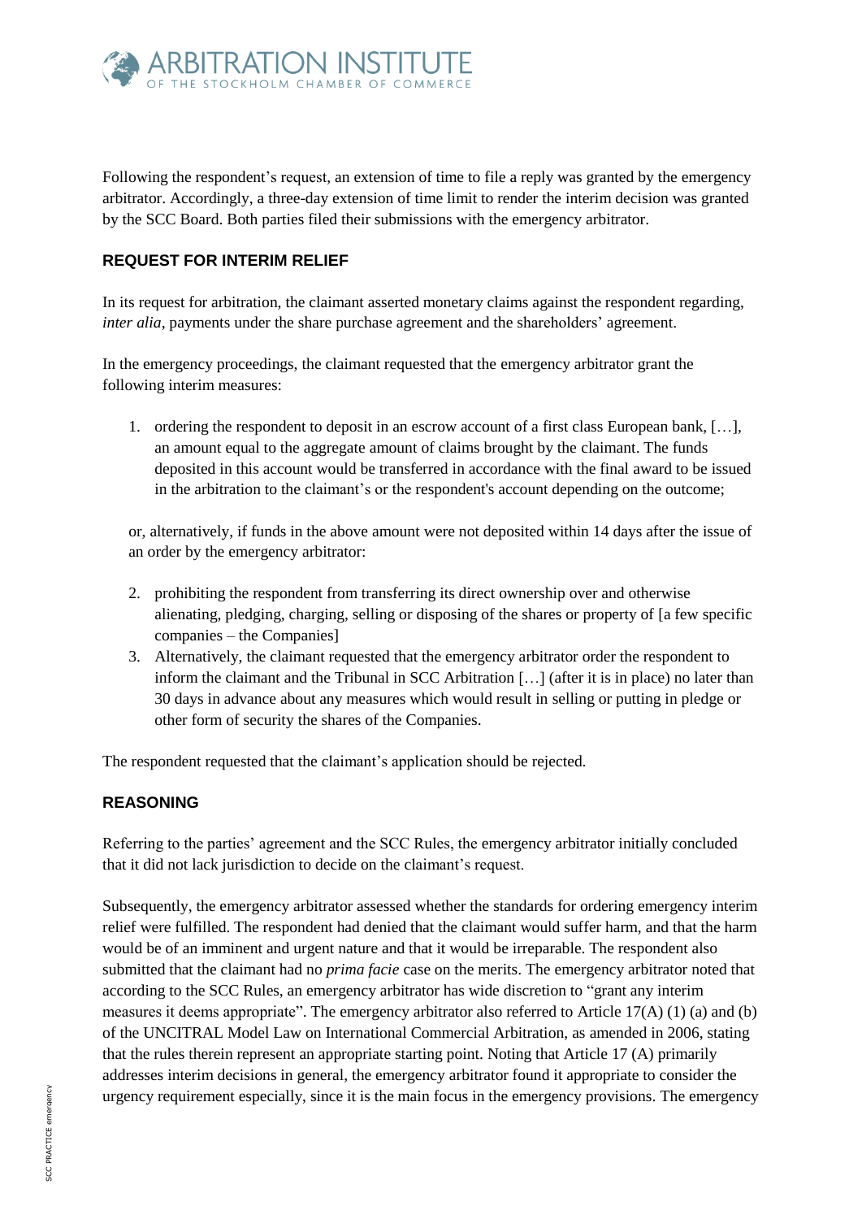Following the respondent's request, an extension of time to file a reply was granted by the emergency arbitrator. Accordingly, a three-day extension of time limit to render the interim decision was granted by the SCC Board. Both parties filed their submissions with the emergency arbitrator.

## REQUEST FOR INTERIM RELIEF

In its request for arbitration, the claimant asserted monetary claims against the respondent regarding, *inter alia*, payments under the share purchase agreement and the shareholders' agreement.

In the emergency proceedings, the claimant requested that the emergency arbitrator grant the following interim measures:

1. ordering the respondent to deposit in an escrow account of a first class European bank, […], an amount equal to the aggregate amount of claims brought by the claimant. The funds deposited in this account would be transferred in accordance with the final award to be issued in the arbitration to the claimant's or the respondent's account depending on the outcome;

or, alternatively, if funds in the above amount were not deposited within 14 days after the issue of an order by the emergency arbitrator:

2. prohibiting the respondent from transferring its direct ownership over and otherwise alienating, pledging, charging, selling or disposing of the shares or property of [a few specific companies – the Companies]
3. Alternatively, the claimant requested that the emergency arbitrator order the respondent to inform the claimant and the Tribunal in SCC Arbitration […] (after it is in place) no later than 30 days in advance about any measures which would result in selling or putting in pledge or other form of security the shares of the Companies.

The respondent requested that the claimant's application should be rejected.

## REASONING

Referring to the parties' agreement and the SCC Rules, the emergency arbitrator initially concluded that it did not lack jurisdiction to decide on the claimant's request.

Subsequently, the emergency arbitrator assessed whether the standards for ordering emergency interim relief were fulfilled. The respondent had denied that the claimant would suffer harm, and that the harm would be of an imminent and urgent nature and that it would be irreparable. The respondent also submitted that the claimant had no *prima facie* case on the merits. The emergency arbitrator noted that according to the SCC Rules, an emergency arbitrator has wide discretion to "grant any interim measures it deems appropriate". The emergency arbitrator also referred to Article 17(A) (1) (a) and (b) of the UNCITRAL Model Law on International Commercial Arbitration, as amended in 2006, stating that the rules therein represent an appropriate starting point. Noting that Article 17 (A) primarily addresses interim decisions in general, the emergency arbitrator found it appropriate to consider the urgency requirement especially, since it is the main focus in the emergency provisions. The emergency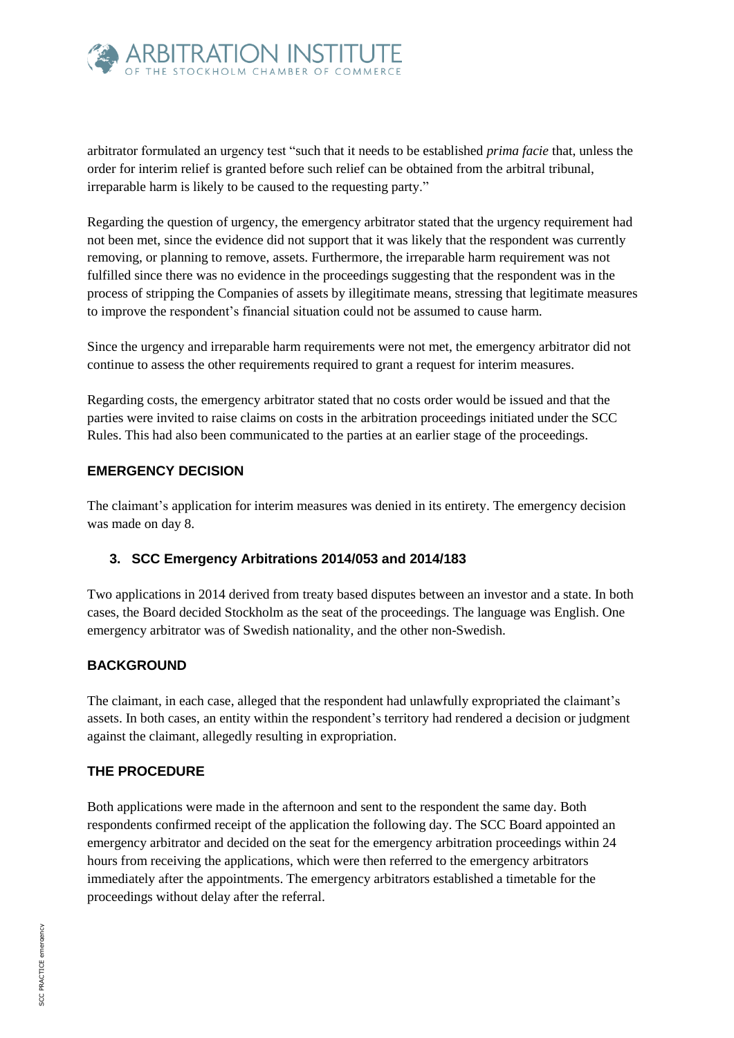arbitrator formulated an urgency test "such that it needs to be established *prima facie* that, unless the order for interim relief is granted before such relief can be obtained from the arbitral tribunal, irreparable harm is likely to be caused to the requesting party."

Regarding the question of urgency, the emergency arbitrator stated that the urgency requirement had not been met, since the evidence did not support that it was likely that the respondent was currently removing, or planning to remove, assets. Furthermore, the irreparable harm requirement was not fulfilled since there was no evidence in the proceedings suggesting that the respondent was in the process of stripping the Companies of assets by illegitimate means, stressing that legitimate measures to improve the respondent's financial situation could not be assumed to cause harm.

Since the urgency and irreparable harm requirements were not met, the emergency arbitrator did not continue to assess the other requirements required to grant a request for interim measures.

Regarding costs, the emergency arbitrator stated that no costs order would be issued and that the parties were invited to raise claims on costs in the arbitration proceedings initiated under the SCC Rules. This had also been communicated to the parties at an earlier stage of the proceedings.

### EMERGENCY DECISION

The claimant's application for interim measures was denied in its entirety. The emergency decision was made on day 8.

## 3. SCC Emergency Arbitrations 2014/053 and 2014/183

Two applications in 2014 derived from treaty based disputes between an investor and a state. In both cases, the Board decided Stockholm as the seat of the proceedings. The language was English. One emergency arbitrator was of Swedish nationality, and the other non-Swedish.

### BACKGROUND

The claimant, in each case, alleged that the respondent had unlawfully expropriated the claimant's assets. In both cases, an entity within the respondent's territory had rendered a decision or judgment against the claimant, allegedly resulting in expropriation.

### THE PROCEDURE

Both applications were made in the afternoon and sent to the respondent the same day. Both respondents confirmed receipt of the application the following day. The SCC Board appointed an emergency arbitrator and decided on the seat for the emergency arbitration proceedings within 24 hours from receiving the applications, which were then referred to the emergency arbitrators immediately after the appointments. The emergency arbitrators established a timetable for the proceedings without delay after the referral.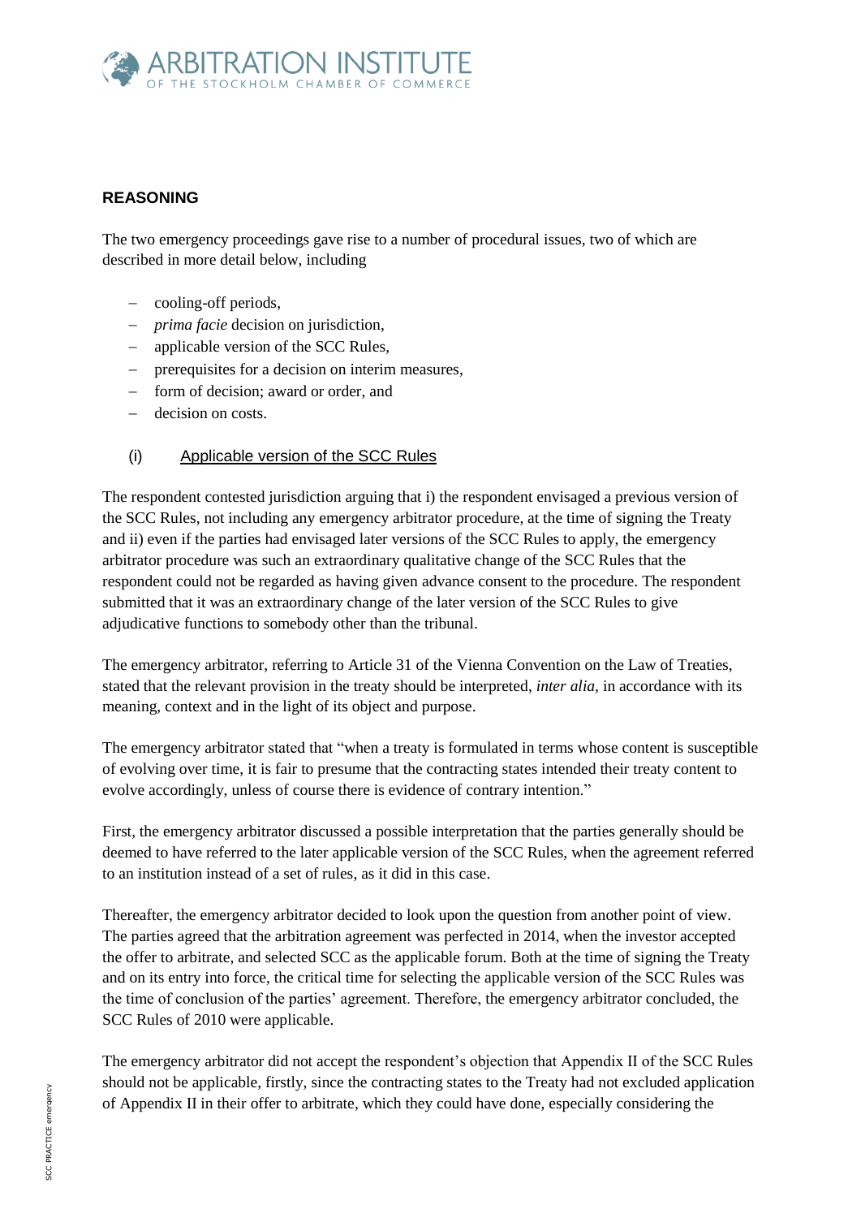## REASONING

The two emergency proceedings gave rise to a number of procedural issues, two of which are described in more detail below, including

- cooling-off periods,
- *prima facie* decision on jurisdiction,
- applicable version of the SCC Rules,
- prerequisites for a decision on interim measures,
- form of decision; award or order, and
- decision on costs.

### (i) Applicable version of the SCC Rules

The respondent contested jurisdiction arguing that i) the respondent envisaged a previous version of the SCC Rules, not including any emergency arbitrator procedure, at the time of signing the Treaty and ii) even if the parties had envisaged later versions of the SCC Rules to apply, the emergency arbitrator procedure was such an extraordinary qualitative change of the SCC Rules that the respondent could not be regarded as having given advance consent to the procedure. The respondent submitted that it was an extraordinary change of the later version of the SCC Rules to give adjudicative functions to somebody other than the tribunal.

The emergency arbitrator, referring to Article 31 of the Vienna Convention on the Law of Treaties, stated that the relevant provision in the treaty should be interpreted, *inter alia*, in accordance with its meaning, context and in the light of its object and purpose.

The emergency arbitrator stated that "when a treaty is formulated in terms whose content is susceptible of evolving over time, it is fair to presume that the contracting states intended their treaty content to evolve accordingly, unless of course there is evidence of contrary intention."

First, the emergency arbitrator discussed a possible interpretation that the parties generally should be deemed to have referred to the later applicable version of the SCC Rules, when the agreement referred to an institution instead of a set of rules, as it did in this case.

Thereafter, the emergency arbitrator decided to look upon the question from another point of view. The parties agreed that the arbitration agreement was perfected in 2014, when the investor accepted the offer to arbitrate, and selected SCC as the applicable forum. Both at the time of signing the Treaty and on its entry into force, the critical time for selecting the applicable version of the SCC Rules was the time of conclusion of the parties' agreement. Therefore, the emergency arbitrator concluded, the SCC Rules of 2010 were applicable.

The emergency arbitrator did not accept the respondent's objection that Appendix II of the SCC Rules should not be applicable, firstly, since the contracting states to the Treaty had not excluded application of Appendix II in their offer to arbitrate, which they could have done, especially considering the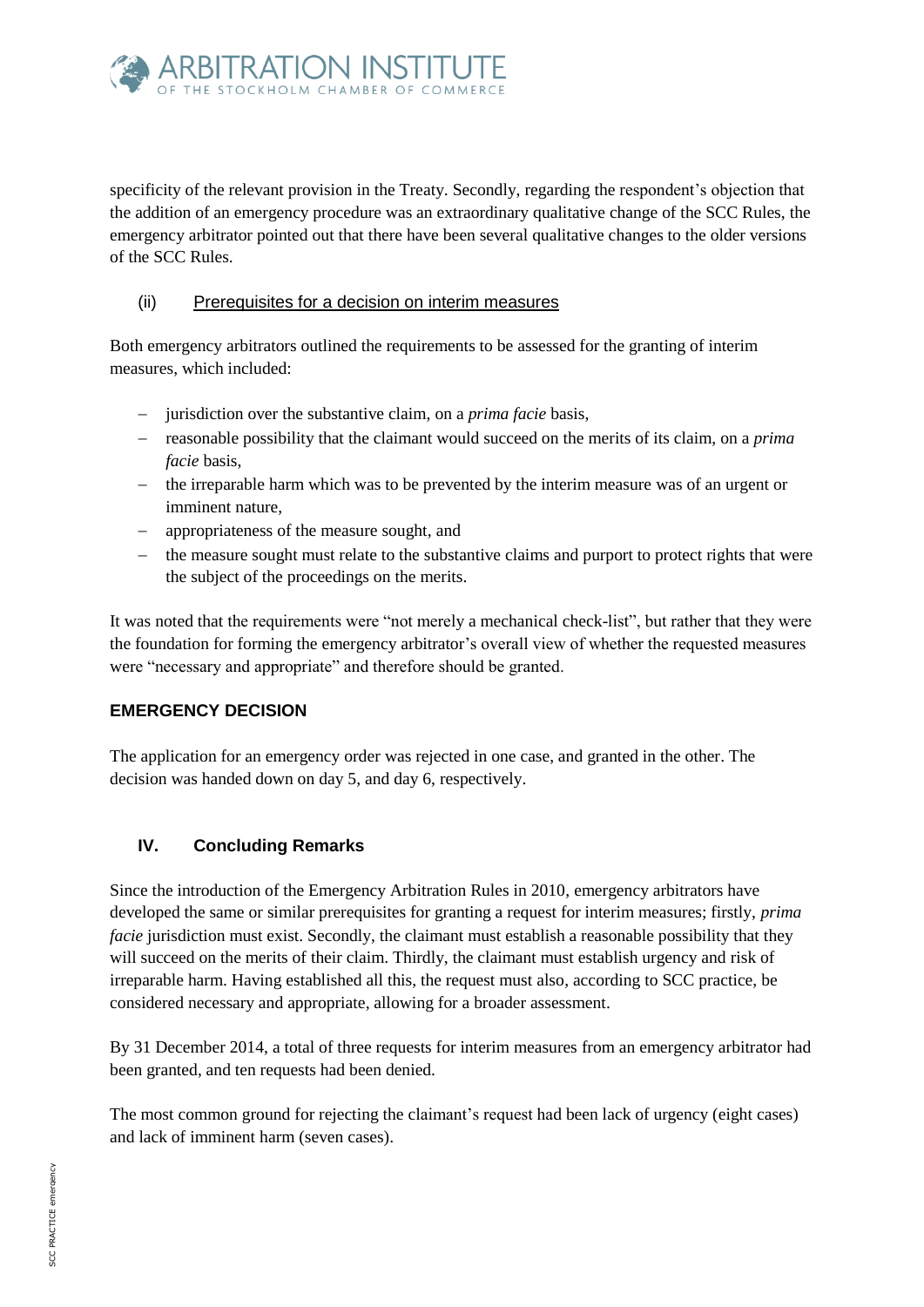specificity of the relevant provision in the Treaty. Secondly, regarding the respondent's objection that the addition of an emergency procedure was an extraordinary qualitative change of the SCC Rules, the emergency arbitrator pointed out that there have been several qualitative changes to the older versions of the SCC Rules.

(ii) Prerequisites for a decision on interim measures

Both emergency arbitrators outlined the requirements to be assessed for the granting of interim measures, which included:

- jurisdiction over the substantive claim, on a *prima facie* basis,
- reasonable possibility that the claimant would succeed on the merits of its claim, on a *prima facie* basis,
- the irreparable harm which was to be prevented by the interim measure was of an urgent or imminent nature,
- appropriateness of the measure sought, and
- the measure sought must relate to the substantive claims and purport to protect rights that were the subject of the proceedings on the merits.

It was noted that the requirements were "not merely a mechanical check-list", but rather that they were the foundation for forming the emergency arbitrator's overall view of whether the requested measures were "necessary and appropriate" and therefore should be granted.

### EMERGENCY DECISION

The application for an emergency order was rejected in one case, and granted in the other. The decision was handed down on day 5, and day 6, respectively.

## IV. Concluding Remarks

Since the introduction of the Emergency Arbitration Rules in 2010, emergency arbitrators have developed the same or similar prerequisites for granting a request for interim measures; firstly, *prima facie* jurisdiction must exist. Secondly, the claimant must establish a reasonable possibility that they will succeed on the merits of their claim. Thirdly, the claimant must establish urgency and risk of irreparable harm. Having established all this, the request must also, according to SCC practice, be considered necessary and appropriate, allowing for a broader assessment.

By 31 December 2014, a total of three requests for interim measures from an emergency arbitrator had been granted, and ten requests had been denied.

The most common ground for rejecting the claimant's request had been lack of urgency (eight cases) and lack of imminent harm (seven cases).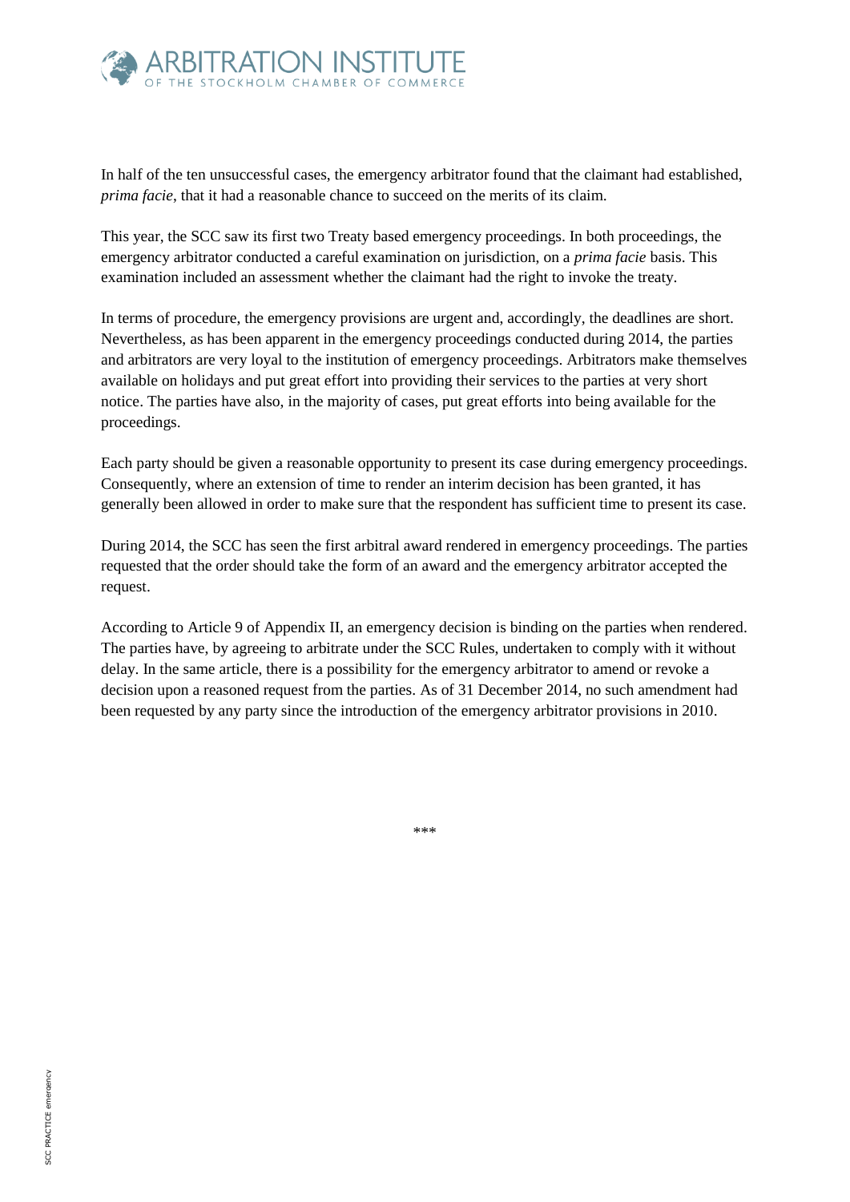In half of the ten unsuccessful cases, the emergency arbitrator found that the claimant had established, *prima facie*, that it had a reasonable chance to succeed on the merits of its claim.

This year, the SCC saw its first two Treaty based emergency proceedings. In both proceedings, the emergency arbitrator conducted a careful examination on jurisdiction, on a *prima facie* basis. This examination included an assessment whether the claimant had the right to invoke the treaty.

In terms of procedure, the emergency provisions are urgent and, accordingly, the deadlines are short. Nevertheless, as has been apparent in the emergency proceedings conducted during 2014, the parties and arbitrators are very loyal to the institution of emergency proceedings. Arbitrators make themselves available on holidays and put great effort into providing their services to the parties at very short notice. The parties have also, in the majority of cases, put great efforts into being available for the proceedings.

Each party should be given a reasonable opportunity to present its case during emergency proceedings. Consequently, where an extension of time to render an interim decision has been granted, it has generally been allowed in order to make sure that the respondent has sufficient time to present its case.

During 2014, the SCC has seen the first arbitral award rendered in emergency proceedings. The parties requested that the order should take the form of an award and the emergency arbitrator accepted the request.

According to Article 9 of Appendix II, an emergency decision is binding on the parties when rendered. The parties have, by agreeing to arbitrate under the SCC Rules, undertaken to comply with it without delay. In the same article, there is a possibility for the emergency arbitrator to amend or revoke a decision upon a reasoned request from the parties. As of 31 December 2014, no such amendment had been requested by any party since the introduction of the emergency arbitrator provisions in 2010.

***